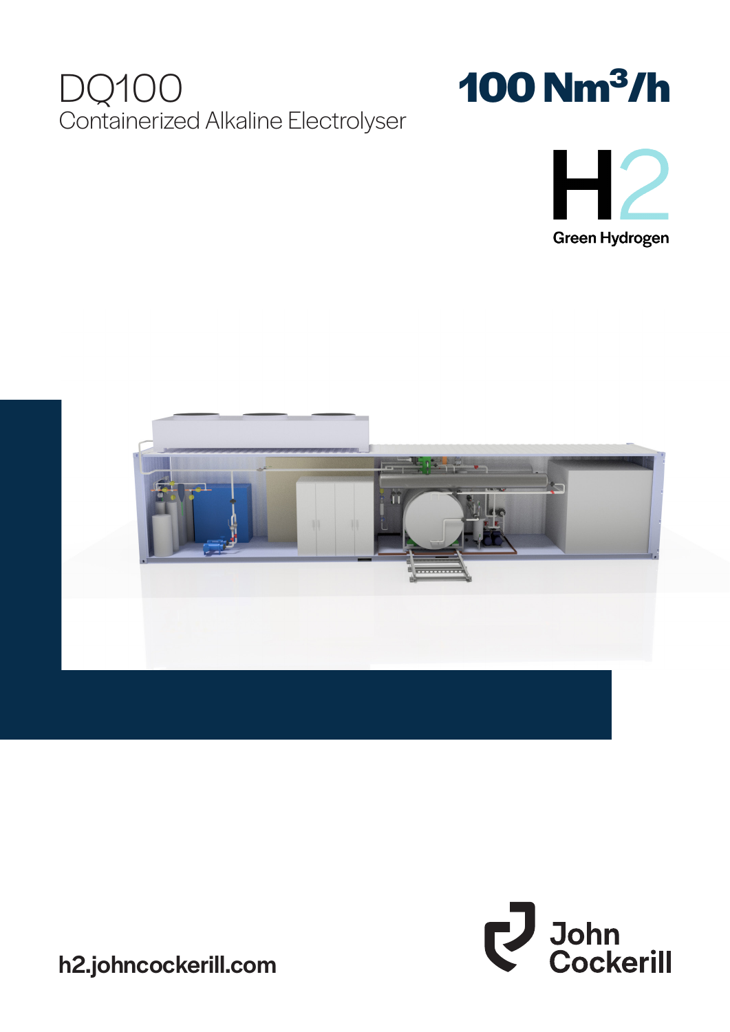# DQ100

## Containerized Alkaline Electrolyser

**100 $Nm^3/h$**

H2

Green Hydrogen

h2.johncockerill.com

John Cockerill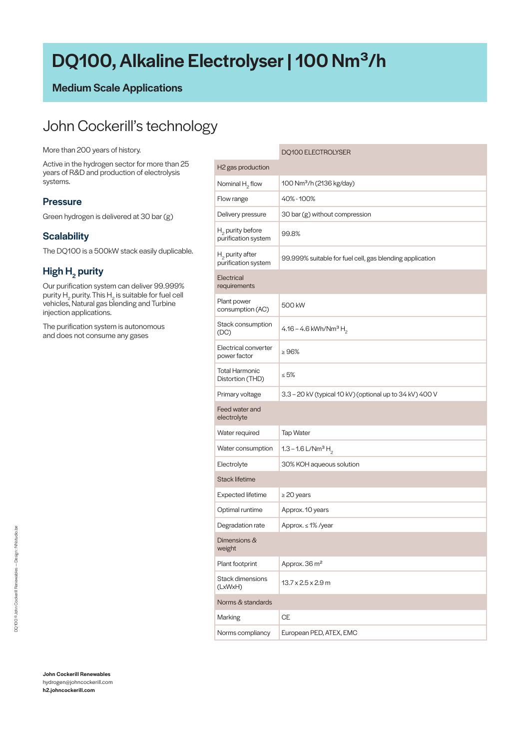# DQ100, Alkaline Electrolyser | 100 Nm³/h

## Medium Scale Applications

# John Cockerill's technology

More than 200 years of history.

Active in the hydrogen sector for more than 25 years of R&D and production of electrolysis systems.

### Pressure

Green hydrogen is delivered at 30 bar (g)

### Scalability

The DQ100 is a 500kW stack easily duplicable.

### High $H_2$ purity

Our purification system can deliver 99.999% purity $H_2$ purity. This $H_2$ is suitable for fuel cell vehicles, Natural gas blending and Turbine injection applications.

The purification system is autonomous and does not consume any gases

| | DQ100 ELECTROLYSER |
|---|---|
| **H2 gas production** | |
| Nominal $H_2$ flow | 100 Nm³/h (2136 kg/day) |
| Flow range | 40% - 100% |
| Delivery pressure | 30 bar (g) without compression |
| $H_2$ purity before purification system | 99.8% |
| $H_2$ purity after purification system | 99.999% suitable for fuel cell, gas blending application |
| **Electrical requirements** | |
| Plant power consumption (AC) | 500 kW |
| Stack consumption (DC) | 4.16 – 4.6 kWh/Nm³ $H_2$ |
| Electrical converter power factor | ≥ 96% |
| Total Harmonic Distortion (THD) | ≤ 5% |
| Primary voltage | 3.3 – 20 kV (typical 10 kV) (optional up to 34 kV) 400 V |
| **Feed water and electrolyte** | |
| Water required | Tap Water |
| Water consumption | 1.3 – 1.6 L/Nm³ $H_2$ |
| Electrolyte | 30% KOH aqueous solution |
| **Stack lifetime** | |
| Expected lifetime | ≥ 20 years |
| Optimal runtime | Approx. 10 years |
| Degradation rate | Approx. ≤ 1% /year |
| **Dimensions & weight** | |
| Plant footprint | Approx. 36 m² |
| Stack dimensions (LxWxH) | 13.7 x 2.5 x 2.9 m |
| **Norms & standards** | |
| Marking | CE |
| Norms compliancy | European PED, ATEX, EMC |

DQ100 © John Cockerill Renewables – Design: NNstudio.be

**John Cockerill Renewables**
hydrogen@johncockerill.com
**h2.johncockerill.com**